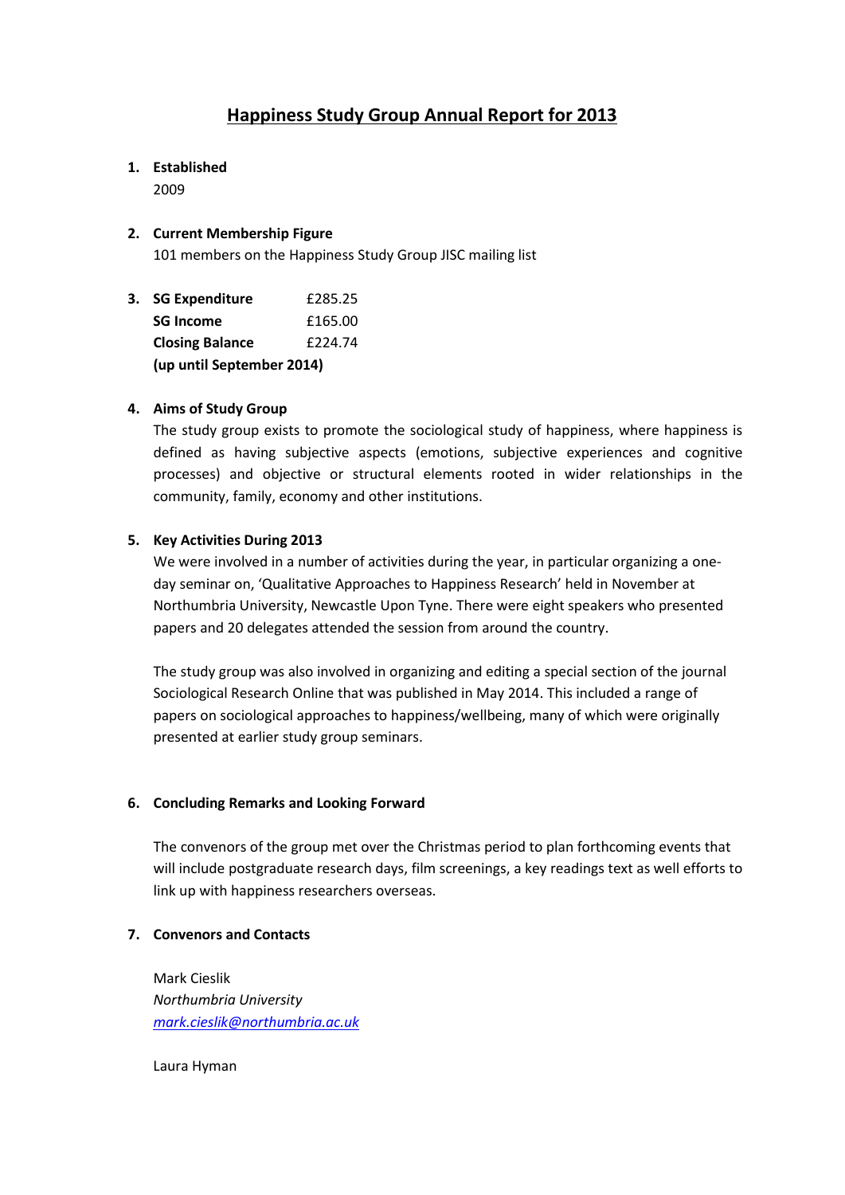# Happiness Study Group Annual Report for 2013

1. **Established**

   2009

2. **Current Membership Figure**

   101 members on the Happiness Study Group JISC mailing list

3. **SG Expenditure** £285.25

   **SG Income** £165.00

   **Closing Balance** £224.74

   **(up until September 2014)**

4. **Aims of Study Group**

   The study group exists to promote the sociological study of happiness, where happiness is defined as having subjective aspects (emotions, subjective experiences and cognitive processes) and objective or structural elements rooted in wider relationships in the community, family, economy and other institutions.

5. **Key Activities During 2013**

   We were involved in a number of activities during the year, in particular organizing a one-day seminar on, 'Qualitative Approaches to Happiness Research' held in November at Northumbria University, Newcastle Upon Tyne. There were eight speakers who presented papers and 20 delegates attended the session from around the country.

   The study group was also involved in organizing and editing a special section of the journal Sociological Research Online that was published in May 2014. This included a range of papers on sociological approaches to happiness/wellbeing, many of which were originally presented at earlier study group seminars.

6. **Concluding Remarks and Looking Forward**

   The convenors of the group met over the Christmas period to plan forthcoming events that will include postgraduate research days, film screenings, a key readings text as well efforts to link up with happiness researchers overseas.

7. **Convenors and Contacts**

   Mark Cieslik
   *Northumbria University*
   *mark.cieslik@northumbria.ac.uk*

   Laura Hyman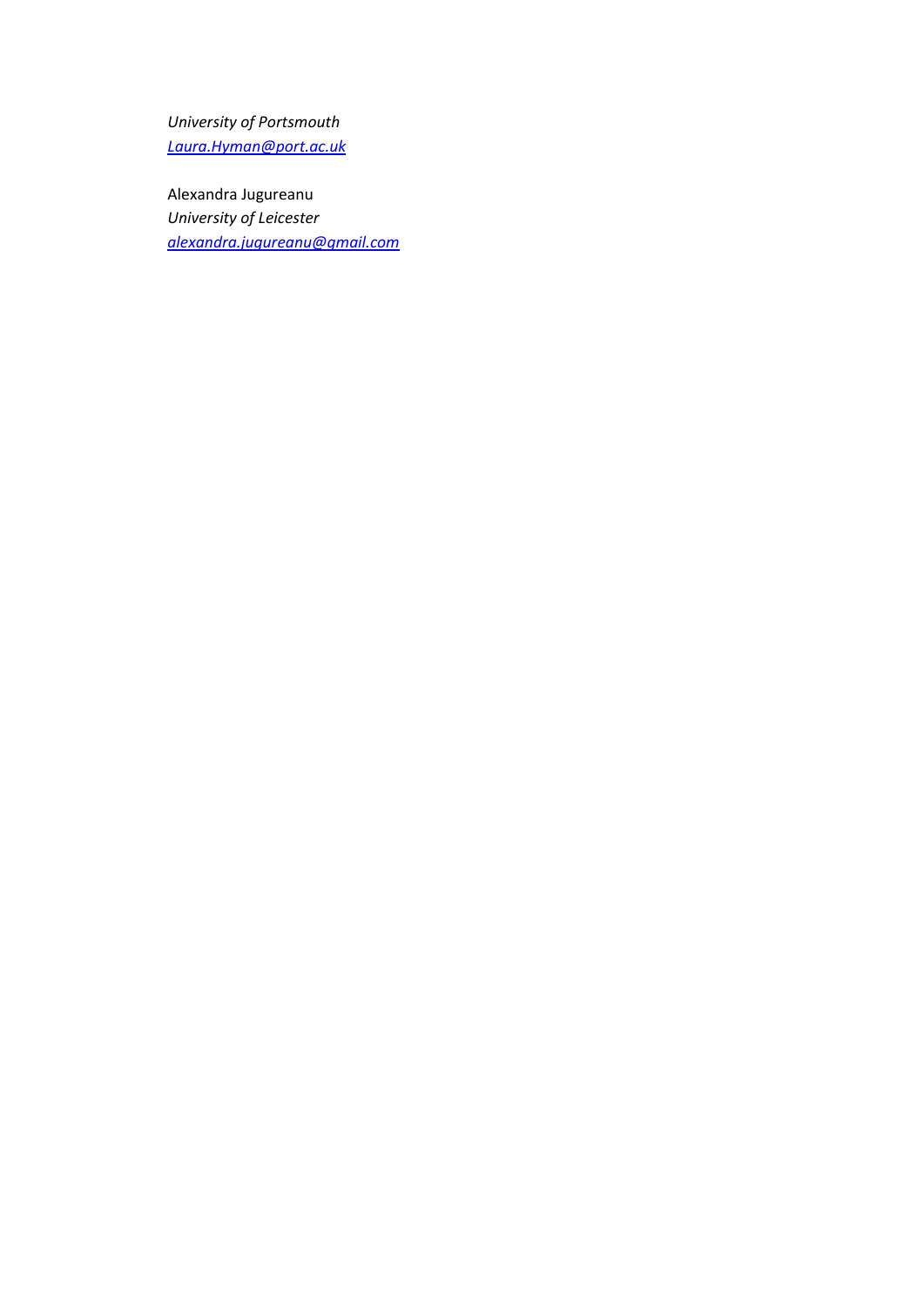*University of Portsmouth*
*[Laura.Hyman@port.ac.uk](mailto:Laura.Hyman@port.ac.uk)*

Alexandra Jugureanu
*University of Leicester*
*[alexandra.jugureanu@gmail.com](mailto:alexandra.jugureanu@gmail.com)*